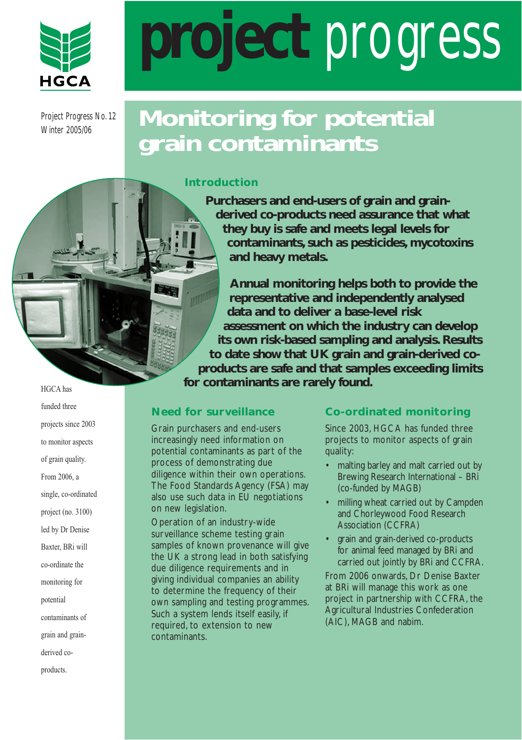# project progress

Project Progress No. 12
Winter 2005/06

# Monitoring for potential grain contaminants

## Introduction

**Purchasers and end-users of grain and grain-derived co-products need assurance that what they buy is safe and meets legal levels for contaminants, such as pesticides, mycotoxins and heavy metals.**

**Annual monitoring helps both to provide the representative and independently analysed data and to deliver a base-level risk assessment on which the industry can develop its own risk-based sampling and analysis. Results to date show that UK grain and grain-derived co-products are safe and that samples exceeding limits for contaminants are rarely found.**

HGCA has funded three projects since 2003 to monitor aspects of grain quality. From 2006, a single, co-ordinated project (no. 3100) led by Dr Denise Baxter, BRi will co-ordinate the monitoring for potential contaminants of grain and grain-derived co-products.

## Need for surveillance

Grain purchasers and end-users increasingly need information on potential contaminants as part of the process of demonstrating due diligence within their own operations. The Food Standards Agency (FSA) may also use such data in EU negotiations on new legislation.

Operation of an industry-wide surveillance scheme testing grain samples of known provenance will give the UK a strong lead in both satisfying due diligence requirements and in giving individual companies an ability to determine the frequency of their own sampling and testing programmes. Such a system lends itself easily, if required, to extension to new contaminants.

## Co-ordinated monitoring

Since 2003, HGCA has funded three projects to monitor aspects of grain quality:

- malting barley and malt carried out by Brewing Research International – BRi (co-funded by MAGB)
- milling wheat carried out by Campden and Chorleywood Food Research Association (CCFRA)
- grain and grain-derived co-products for animal feed managed by BRi and carried out jointly by BRi and CCFRA.

From 2006 onwards, Dr Denise Baxter at BRi will manage this work as one project in partnership with CCFRA, the Agricultural Industries Confederation (AIC), MAGB and nabim.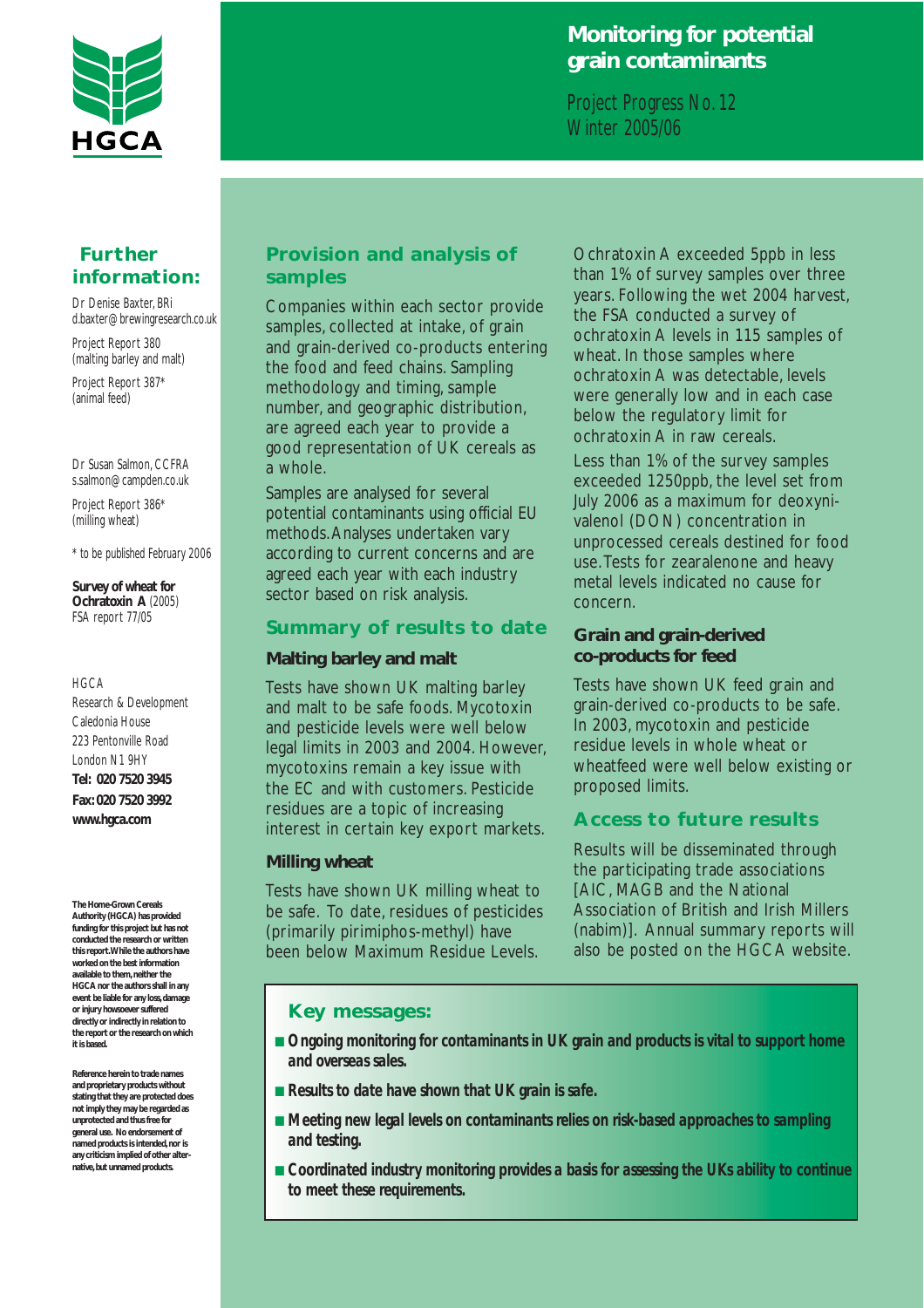# Monitoring for potential grain contaminants

Project Progress No. 12
Winter 2005/06

## Further information:

Dr Denise Baxter, BRi
d.baxter@brewingresearch.co.uk

Project Report 380
(malting barley and malt)

Project Report 387*
(animal feed)

Dr Susan Salmon, CCFRA
s.salmon@campden.co.uk

Project Report 386*
(milling wheat)

* to be published February 2006

**Survey of wheat for Ochratoxin A** (2005)
FSA report 77/05

HGCA
Research & Development
Caledonia House
223 Pentonville Road
London N1 9HY
**Tel: 020 7520 3945**
**Fax: 020 7520 3992**
**www.hgca.com**

**The Home-Grown Cereals Authority (HGCA) has provided funding for this project but has not conducted the research or written this report. While the authors have worked on the best information available to them, neither the HGCA nor the authors shall in any event be liable for any loss, damage or injury howsoever suffered directly or indirectly in relation to the report or the research on which it is based.**

**Reference herein to trade names and proprietary products without stating that they are protected does not imply that they may be regarded as unprotected and thus free for general use. No endorsement of named products is intended, nor is any criticism implied of other alternative, but unnamed products.**

## Provision and analysis of samples

Companies within each sector provide samples, collected at intake, of grain and grain-derived co-products entering the food and feed chains. Sampling methodology and timing, sample number, and geographic distribution, are agreed each year to provide a good representation of UK cereals as a whole.

Samples are analysed for several potential contaminants using official EU methods. Analyses undertaken vary according to current concerns and are agreed each year with each industry sector based on risk analysis.

## Summary of results to date

### Malting barley and malt

Tests have shown UK malting barley and malt to be safe foods. Mycotoxin and pesticide levels were well below legal limits in 2003 and 2004. However, mycotoxins remain a key issue with the EC and with customers. Pesticide residues are a topic of increasing interest in certain key export markets.

### Milling wheat

Tests have shown UK milling wheat to be safe. To date, residues of pesticides (primarily pirimiphos-methyl) have been below Maximum Residue Levels.

Ochratoxin A exceeded 5ppb in less than 1% of survey samples over three years. Following the wet 2004 harvest, the FSA conducted a survey of ochratoxin A levels in 115 samples of wheat. In those samples where ochratoxin A was detectable, levels were generally low and in each case below the regulatory limit for ochratoxin A in raw cereals.

Less than 1% of the survey samples exceeded 1250ppb, the level set from July 2006 as a maximum for deoxynivalenol (DON) concentration in unprocessed cereals destined for food use. Tests for zearalenone and heavy metal levels indicated no cause for concern.

### Grain and grain-derived co-products for feed

Tests have shown UK feed grain and grain-derived co-products to be safe. In 2003, mycotoxin and pesticide residue levels in whole wheat or wheatfeed were well below existing or proposed limits.

## Access to future results

Results will be disseminated through the participating trade associations [AIC, MAGB and the National Association of British and Irish Millers (nabim)]. Annual summary reports will also be posted on the HGCA website.

## Key messages:

- ***Ongoing monitoring for contaminants in UK grain and products is vital to support home and overseas sales.***
- ***Results to date have shown that UK grain is safe.***
- ***Meeting new legal levels on contaminants relies on risk-based approaches to sampling and testing.***
- ***Coordinated industry monitoring provides a basis for assessing the UKs ability to continue to meet these requirements.***